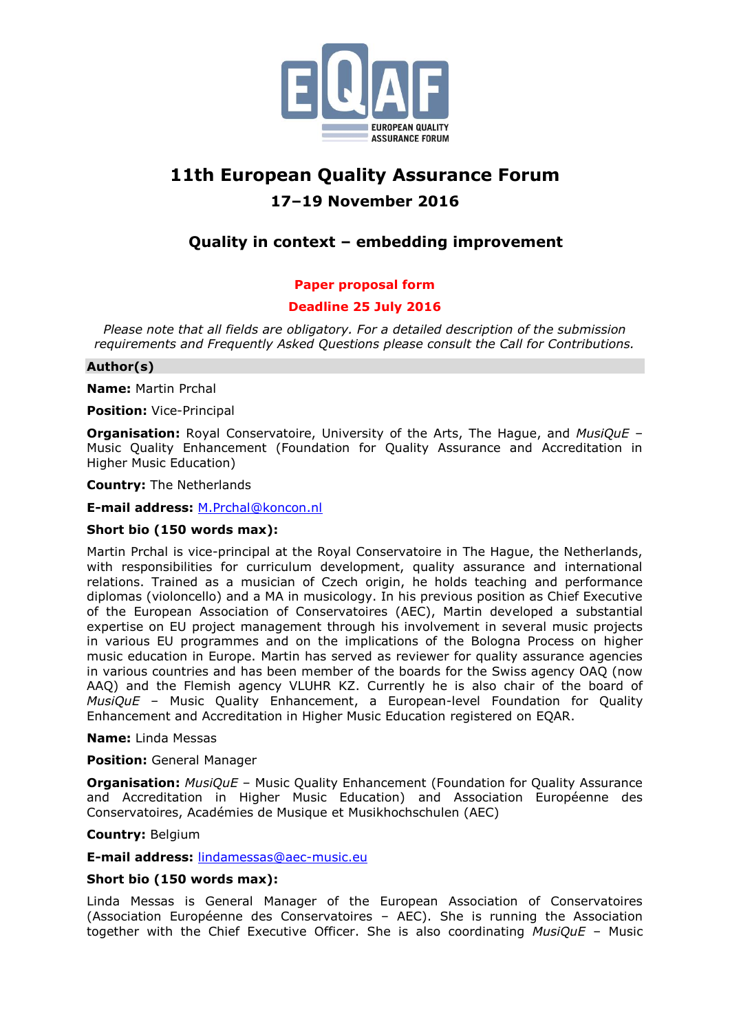# 11th European Quality Assurance Forum

## 17–19 November 2016

## Quality in context – embedding improvement

**Paper proposal form**

**Deadline 25 July 2016**

*Please note that all fields are obligatory. For a detailed description of the submission requirements and Frequently Asked Questions please consult the Call for Contributions.*

### Author(s)

**Name:** Martin Prchal

**Position:** Vice-Principal

**Organisation:** Royal Conservatoire, University of the Arts, The Hague, and *MusiQuE* – Music Quality Enhancement (Foundation for Quality Assurance and Accreditation in Higher Music Education)

**Country:** The Netherlands

**E-mail address:** M.Prchal@koncon.nl

**Short bio (150 words max):**

Martin Prchal is vice-principal at the Royal Conservatoire in The Hague, the Netherlands, with responsibilities for curriculum development, quality assurance and international relations. Trained as a musician of Czech origin, he holds teaching and performance diplomas (violoncello) and a MA in musicology. In his previous position as Chief Executive of the European Association of Conservatoires (AEC), Martin developed a substantial expertise on EU project management through his involvement in several music projects in various EU programmes and on the implications of the Bologna Process on higher music education in Europe. Martin has served as reviewer for quality assurance agencies in various countries and has been member of the boards for the Swiss agency OAQ (now AAQ) and the Flemish agency VLUHR KZ. Currently he is also chair of the board of *MusiQuE* – Music Quality Enhancement, a European-level Foundation for Quality Enhancement and Accreditation in Higher Music Education registered on EQAR.

**Name:** Linda Messas

**Position:** General Manager

**Organisation:** *MusiQuE* – Music Quality Enhancement (Foundation for Quality Assurance and Accreditation in Higher Music Education) and Association Européenne des Conservatoires, Académies de Musique et Musikhochschulen (AEC)

**Country:** Belgium

**E-mail address:** lindamessas@aec-music.eu

**Short bio (150 words max):**

Linda Messas is General Manager of the European Association of Conservatoires (Association Européenne des Conservatoires – AEC). She is running the Association together with the Chief Executive Officer. She is also coordinating *MusiQuE* – Music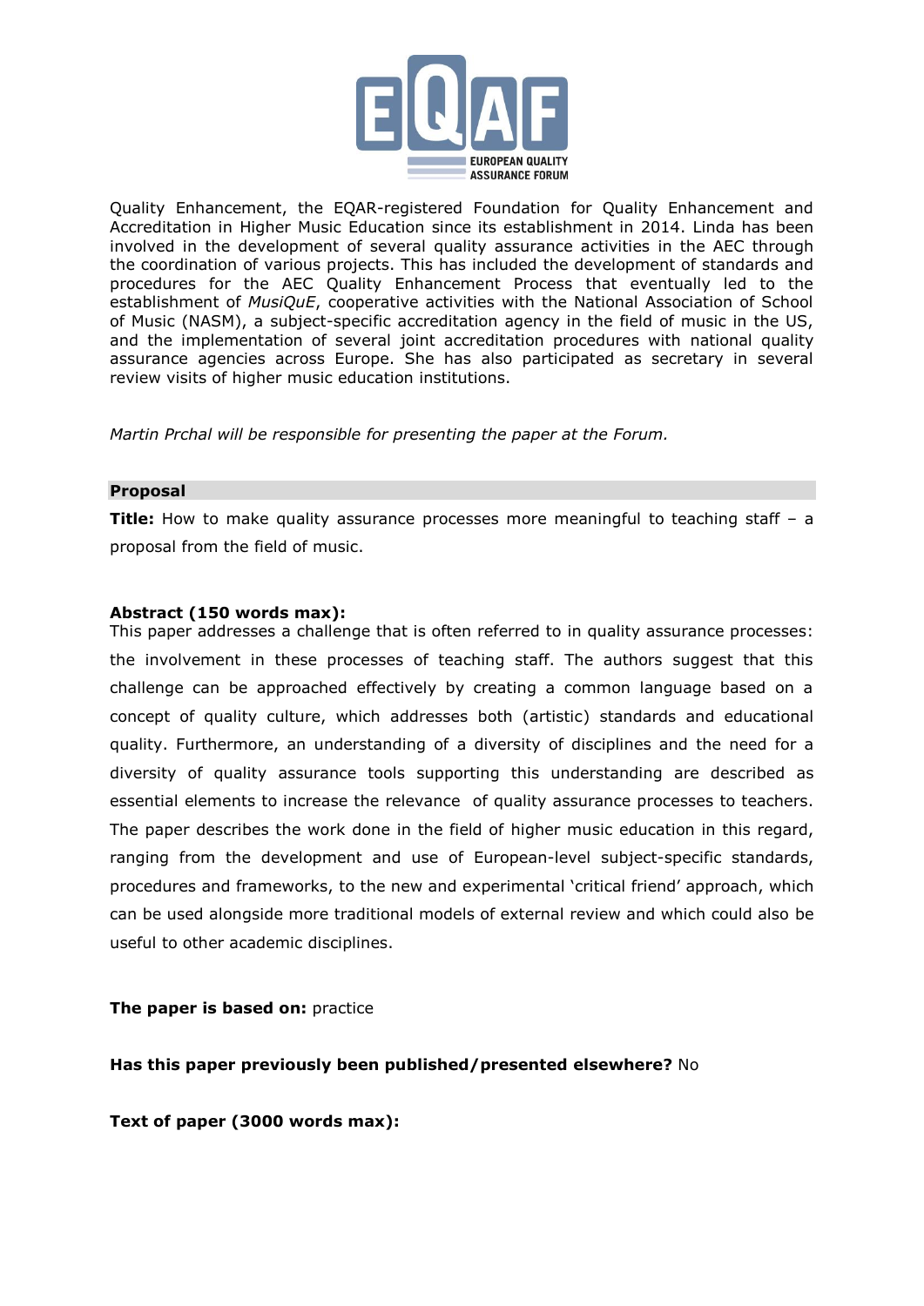Quality Enhancement, the EQAR-registered Foundation for Quality Enhancement and Accreditation in Higher Music Education since its establishment in 2014. Linda has been involved in the development of several quality assurance activities in the AEC through the coordination of various projects. This has included the development of standards and procedures for the AEC Quality Enhancement Process that eventually led to the establishment of *MusiQuE*, cooperative activities with the National Association of School of Music (NASM), a subject-specific accreditation agency in the field of music in the US, and the implementation of several joint accreditation procedures with national quality assurance agencies across Europe. She has also participated as secretary in several review visits of higher music education institutions.

*Martin Prchal will be responsible for presenting the paper at the Forum.*

## Proposal

**Title:** How to make quality assurance processes more meaningful to teaching staff – a proposal from the field of music.

**Abstract (150 words max):**
This paper addresses a challenge that is often referred to in quality assurance processes: the involvement in these processes of teaching staff. The authors suggest that this challenge can be approached effectively by creating a common language based on a concept of quality culture, which addresses both (artistic) standards and educational quality. Furthermore, an understanding of a diversity of disciplines and the need for a diversity of quality assurance tools supporting this understanding are described as essential elements to increase the relevance of quality assurance processes to teachers. The paper describes the work done in the field of higher music education in this regard, ranging from the development and use of European-level subject-specific standards, procedures and frameworks, to the new and experimental 'critical friend' approach, which can be used alongside more traditional models of external review and which could also be useful to other academic disciplines.

**The paper is based on:** practice

**Has this paper previously been published/presented elsewhere?** No

**Text of paper (3000 words max):**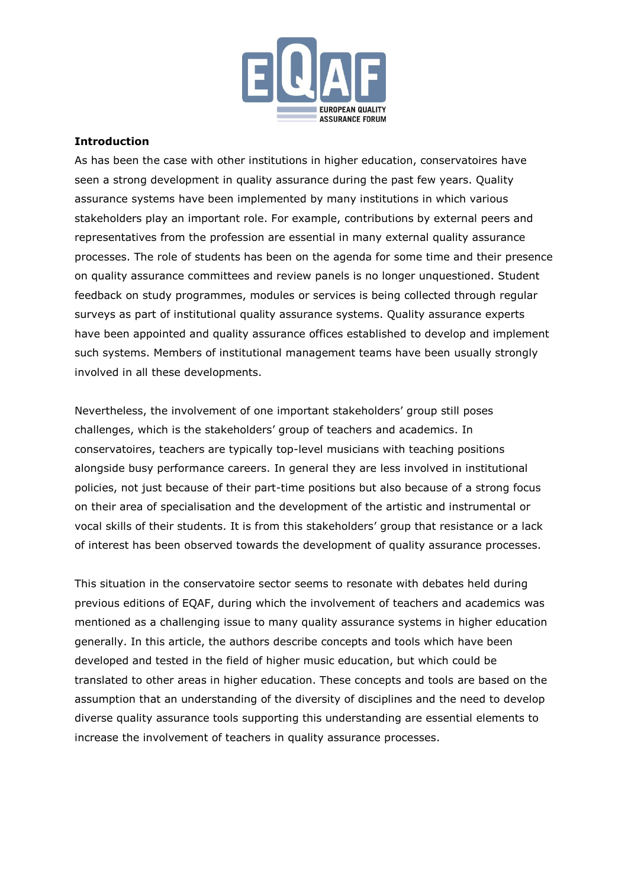**Introduction**

As has been the case with other institutions in higher education, conservatoires have seen a strong development in quality assurance during the past few years. Quality assurance systems have been implemented by many institutions in which various stakeholders play an important role. For example, contributions by external peers and representatives from the profession are essential in many external quality assurance processes. The role of students has been on the agenda for some time and their presence on quality assurance committees and review panels is no longer unquestioned. Student feedback on study programmes, modules or services is being collected through regular surveys as part of institutional quality assurance systems. Quality assurance experts have been appointed and quality assurance offices established to develop and implement such systems. Members of institutional management teams have been usually strongly involved in all these developments.

Nevertheless, the involvement of one important stakeholders' group still poses challenges, which is the stakeholders' group of teachers and academics. In conservatoires, teachers are typically top-level musicians with teaching positions alongside busy performance careers. In general they are less involved in institutional policies, not just because of their part-time positions but also because of a strong focus on their area of specialisation and the development of the artistic and instrumental or vocal skills of their students. It is from this stakeholders' group that resistance or a lack of interest has been observed towards the development of quality assurance processes.

This situation in the conservatoire sector seems to resonate with debates held during previous editions of EQAF, during which the involvement of teachers and academics was mentioned as a challenging issue to many quality assurance systems in higher education generally. In this article, the authors describe concepts and tools which have been developed and tested in the field of higher music education, but which could be translated to other areas in higher education. These concepts and tools are based on the assumption that an understanding of the diversity of disciplines and the need to develop diverse quality assurance tools supporting this understanding are essential elements to increase the involvement of teachers in quality assurance processes.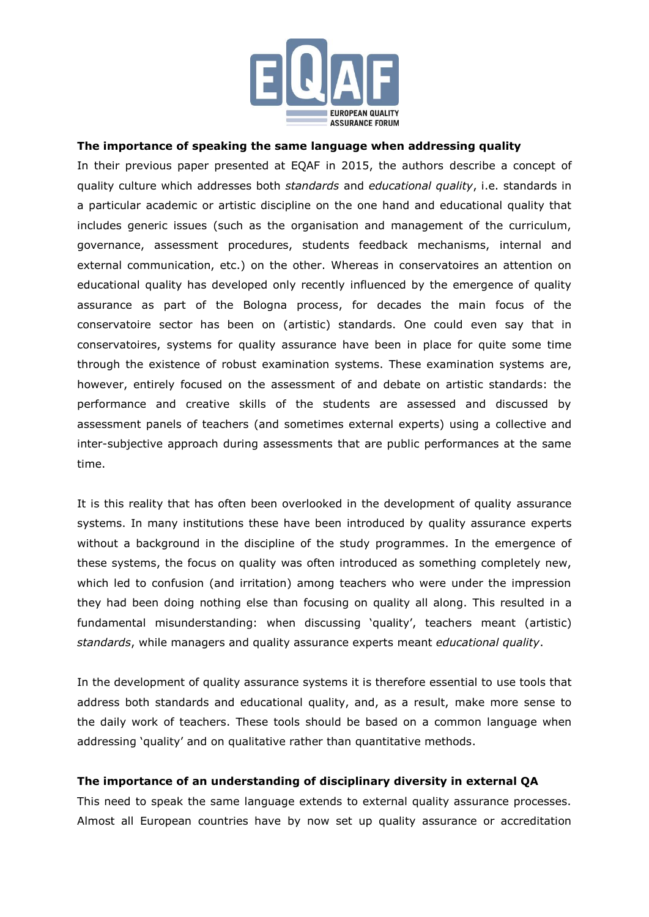## The importance of speaking the same language when addressing quality

In their previous paper presented at EQAF in 2015, the authors describe a concept of quality culture which addresses both *standards* and *educational quality*, i.e. standards in a particular academic or artistic discipline on the one hand and educational quality that includes generic issues (such as the organisation and management of the curriculum, governance, assessment procedures, students feedback mechanisms, internal and external communication, etc.) on the other. Whereas in conservatoires an attention on educational quality has developed only recently influenced by the emergence of quality assurance as part of the Bologna process, for decades the main focus of the conservatoire sector has been on (artistic) standards. One could even say that in conservatoires, systems for quality assurance have been in place for quite some time through the existence of robust examination systems. These examination systems are, however, entirely focused on the assessment of and debate on artistic standards: the performance and creative skills of the students are assessed and discussed by assessment panels of teachers (and sometimes external experts) using a collective and inter-subjective approach during assessments that are public performances at the same time.

It is this reality that has often been overlooked in the development of quality assurance systems. In many institutions these have been introduced by quality assurance experts without a background in the discipline of the study programmes. In the emergence of these systems, the focus on quality was often introduced as something completely new, which led to confusion (and irritation) among teachers who were under the impression they had been doing nothing else than focusing on quality all along. This resulted in a fundamental misunderstanding: when discussing 'quality', teachers meant (artistic) *standards*, while managers and quality assurance experts meant *educational quality*.

In the development of quality assurance systems it is therefore essential to use tools that address both standards and educational quality, and, as a result, make more sense to the daily work of teachers. These tools should be based on a common language when addressing 'quality' and on qualitative rather than quantitative methods.

## The importance of an understanding of disciplinary diversity in external QA

This need to speak the same language extends to external quality assurance processes. Almost all European countries have by now set up quality assurance or accreditation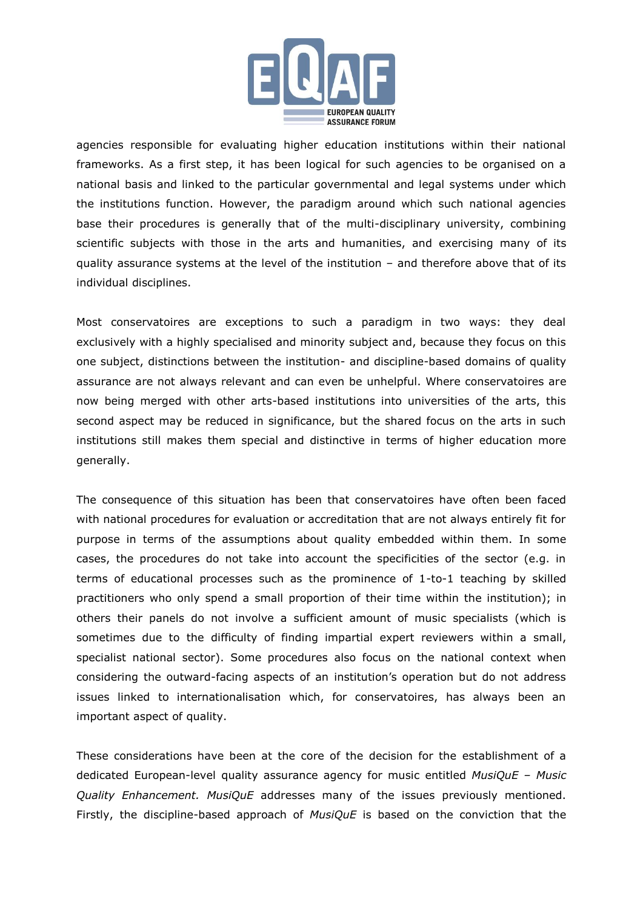agencies responsible for evaluating higher education institutions within their national frameworks. As a first step, it has been logical for such agencies to be organised on a national basis and linked to the particular governmental and legal systems under which the institutions function. However, the paradigm around which such national agencies base their procedures is generally that of the multi-disciplinary university, combining scientific subjects with those in the arts and humanities, and exercising many of its quality assurance systems at the level of the institution – and therefore above that of its individual disciplines.

Most conservatoires are exceptions to such a paradigm in two ways: they deal exclusively with a highly specialised and minority subject and, because they focus on this one subject, distinctions between the institution- and discipline-based domains of quality assurance are not always relevant and can even be unhelpful. Where conservatoires are now being merged with other arts-based institutions into universities of the arts, this second aspect may be reduced in significance, but the shared focus on the arts in such institutions still makes them special and distinctive in terms of higher education more generally.

The consequence of this situation has been that conservatoires have often been faced with national procedures for evaluation or accreditation that are not always entirely fit for purpose in terms of the assumptions about quality embedded within them. In some cases, the procedures do not take into account the specificities of the sector (e.g. in terms of educational processes such as the prominence of 1-to-1 teaching by skilled practitioners who only spend a small proportion of their time within the institution); in others their panels do not involve a sufficient amount of music specialists (which is sometimes due to the difficulty of finding impartial expert reviewers within a small, specialist national sector). Some procedures also focus on the national context when considering the outward-facing aspects of an institution's operation but do not address issues linked to internationalisation which, for conservatoires, has always been an important aspect of quality.

These considerations have been at the core of the decision for the establishment of a dedicated European-level quality assurance agency for music entitled *MusiQuE – Music Quality Enhancement. MusiQuE* addresses many of the issues previously mentioned. Firstly, the discipline-based approach of *MusiQuE* is based on the conviction that the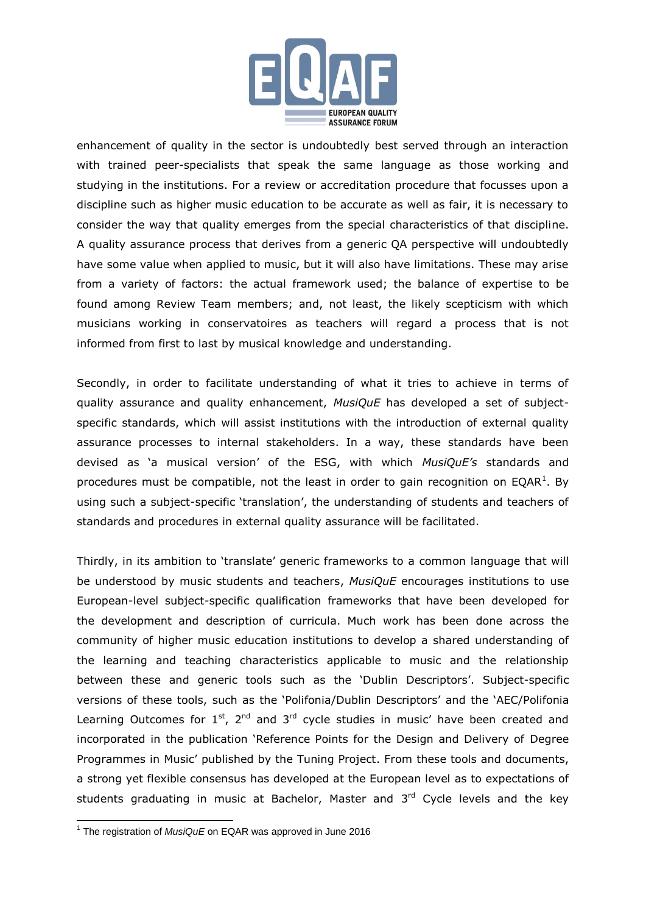enhancement of quality in the sector is undoubtedly best served through an interaction with trained peer-specialists that speak the same language as those working and studying in the institutions. For a review or accreditation procedure that focusses upon a discipline such as higher music education to be accurate as well as fair, it is necessary to consider the way that quality emerges from the special characteristics of that discipline. A quality assurance process that derives from a generic QA perspective will undoubtedly have some value when applied to music, but it will also have limitations. These may arise from a variety of factors: the actual framework used; the balance of expertise to be found among Review Team members; and, not least, the likely scepticism with which musicians working in conservatoires as teachers will regard a process that is not informed from first to last by musical knowledge and understanding.

Secondly, in order to facilitate understanding of what it tries to achieve in terms of quality assurance and quality enhancement, *MusiQuE* has developed a set of subject-specific standards, which will assist institutions with the introduction of external quality assurance processes to internal stakeholders. In a way, these standards have been devised as 'a musical version' of the ESG, with which *MusiQuE's* standards and procedures must be compatible, not the least in order to gain recognition on EQAR[1]. By using such a subject-specific 'translation', the understanding of students and teachers of standards and procedures in external quality assurance will be facilitated.

Thirdly, in its ambition to 'translate' generic frameworks to a common language that will be understood by music students and teachers, *MusiQuE* encourages institutions to use European-level subject-specific qualification frameworks that have been developed for the development and description of curricula. Much work has been done across the community of higher music education institutions to develop a shared understanding of the learning and teaching characteristics applicable to music and the relationship between these and generic tools such as the 'Dublin Descriptors'. Subject-specific versions of these tools, such as the 'Polifonia/Dublin Descriptors' and the 'AEC/Polifonia Learning Outcomes for 1st, 2nd and 3rd cycle studies in music' have been created and incorporated in the publication 'Reference Points for the Design and Delivery of Degree Programmes in Music' published by the Tuning Project. From these tools and documents, a strong yet flexible consensus has developed at the European level as to expectations of students graduating in music at Bachelor, Master and 3rd Cycle levels and the key

[1] The registration of *MusiQuE* on EQAR was approved in June 2016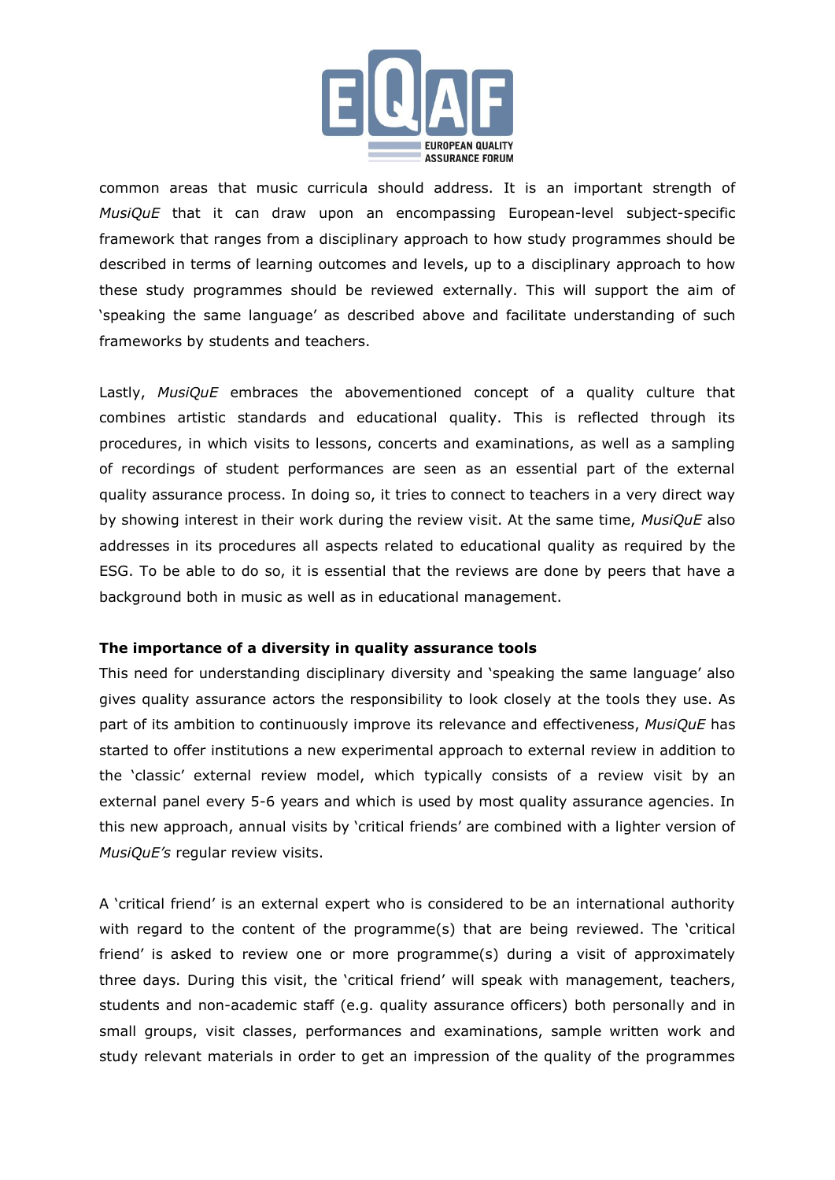common areas that music curricula should address. It is an important strength of *MusiQuE* that it can draw upon an encompassing European-level subject-specific framework that ranges from a disciplinary approach to how study programmes should be described in terms of learning outcomes and levels, up to a disciplinary approach to how these study programmes should be reviewed externally. This will support the aim of 'speaking the same language' as described above and facilitate understanding of such frameworks by students and teachers.

Lastly, *MusiQuE* embraces the abovementioned concept of a quality culture that combines artistic standards and educational quality. This is reflected through its procedures, in which visits to lessons, concerts and examinations, as well as a sampling of recordings of student performances are seen as an essential part of the external quality assurance process. In doing so, it tries to connect to teachers in a very direct way by showing interest in their work during the review visit. At the same time, *MusiQuE* also addresses in its procedures all aspects related to educational quality as required by the ESG. To be able to do so, it is essential that the reviews are done by peers that have a background both in music as well as in educational management.

**The importance of a diversity in quality assurance tools**

This need for understanding disciplinary diversity and 'speaking the same language' also gives quality assurance actors the responsibility to look closely at the tools they use. As part of its ambition to continuously improve its relevance and effectiveness, *MusiQuE* has started to offer institutions a new experimental approach to external review in addition to the 'classic' external review model, which typically consists of a review visit by an external panel every 5-6 years and which is used by most quality assurance agencies. In this new approach, annual visits by 'critical friends' are combined with a lighter version of *MusiQuE's* regular review visits.

A 'critical friend' is an external expert who is considered to be an international authority with regard to the content of the programme(s) that are being reviewed. The 'critical friend' is asked to review one or more programme(s) during a visit of approximately three days. During this visit, the 'critical friend' will speak with management, teachers, students and non-academic staff (e.g. quality assurance officers) both personally and in small groups, visit classes, performances and examinations, sample written work and study relevant materials in order to get an impression of the quality of the programmes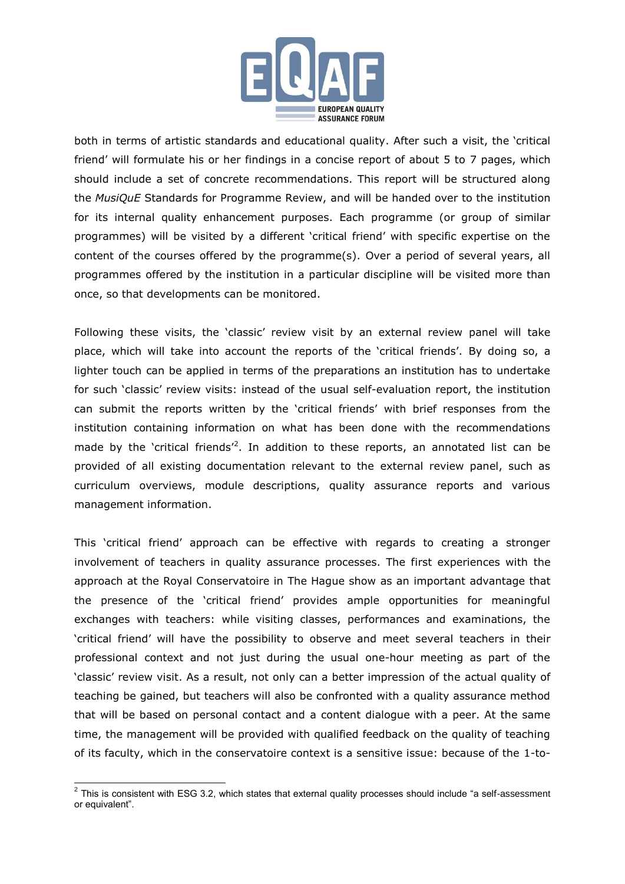both in terms of artistic standards and educational quality. After such a visit, the 'critical friend' will formulate his or her findings in a concise report of about 5 to 7 pages, which should include a set of concrete recommendations. This report will be structured along the *MusiQuE* Standards for Programme Review, and will be handed over to the institution for its internal quality enhancement purposes. Each programme (or group of similar programmes) will be visited by a different 'critical friend' with specific expertise on the content of the courses offered by the programme(s). Over a period of several years, all programmes offered by the institution in a particular discipline will be visited more than once, so that developments can be monitored.

Following these visits, the 'classic' review visit by an external review panel will take place, which will take into account the reports of the 'critical friends'. By doing so, a lighter touch can be applied in terms of the preparations an institution has to undertake for such 'classic' review visits: instead of the usual self-evaluation report, the institution can submit the reports written by the 'critical friends' with brief responses from the institution containing information on what has been done with the recommendations made by the 'critical friends'[2]. In addition to these reports, an annotated list can be provided of all existing documentation relevant to the external review panel, such as curriculum overviews, module descriptions, quality assurance reports and various management information.

This 'critical friend' approach can be effective with regards to creating a stronger involvement of teachers in quality assurance processes. The first experiences with the approach at the Royal Conservatoire in The Hague show as an important advantage that the presence of the 'critical friend' provides ample opportunities for meaningful exchanges with teachers: while visiting classes, performances and examinations, the 'critical friend' will have the possibility to observe and meet several teachers in their professional context and not just during the usual one-hour meeting as part of the 'classic' review visit. As a result, not only can a better impression of the actual quality of teaching be gained, but teachers will also be confronted with a quality assurance method that will be based on personal contact and a content dialogue with a peer. At the same time, the management will be provided with qualified feedback on the quality of teaching of its faculty, which in the conservatoire context is a sensitive issue: because of the 1-to-

---

[2] This is consistent with ESG 3.2, which states that external quality processes should include "a self-assessment or equivalent".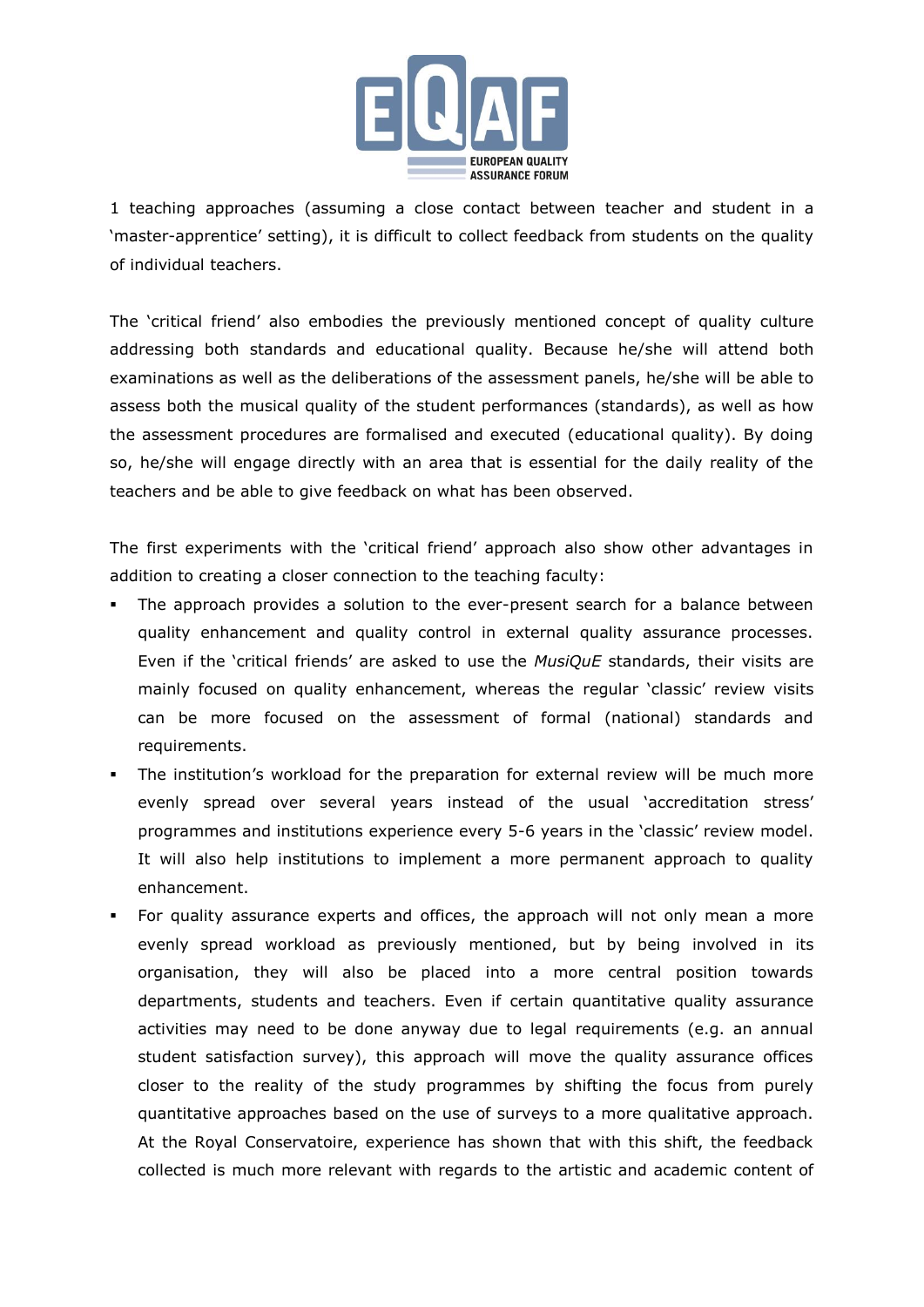1 teaching approaches (assuming a close contact between teacher and student in a 'master-apprentice' setting), it is difficult to collect feedback from students on the quality of individual teachers.

The 'critical friend' also embodies the previously mentioned concept of quality culture addressing both standards and educational quality. Because he/she will attend both examinations as well as the deliberations of the assessment panels, he/she will be able to assess both the musical quality of the student performances (standards), as well as how the assessment procedures are formalised and executed (educational quality). By doing so, he/she will engage directly with an area that is essential for the daily reality of the teachers and be able to give feedback on what has been observed.

The first experiments with the 'critical friend' approach also show other advantages in addition to creating a closer connection to the teaching faculty:

- The approach provides a solution to the ever-present search for a balance between quality enhancement and quality control in external quality assurance processes. Even if the 'critical friends' are asked to use the *MusiQuE* standards, their visits are mainly focused on quality enhancement, whereas the regular 'classic' review visits can be more focused on the assessment of formal (national) standards and requirements.
- The institution's workload for the preparation for external review will be much more evenly spread over several years instead of the usual 'accreditation stress' programmes and institutions experience every 5-6 years in the 'classic' review model. It will also help institutions to implement a more permanent approach to quality enhancement.
- For quality assurance experts and offices, the approach will not only mean a more evenly spread workload as previously mentioned, but by being involved in its organisation, they will also be placed into a more central position towards departments, students and teachers. Even if certain quantitative quality assurance activities may need to be done anyway due to legal requirements (e.g. an annual student satisfaction survey), this approach will move the quality assurance offices closer to the reality of the study programmes by shifting the focus from purely quantitative approaches based on the use of surveys to a more qualitative approach. At the Royal Conservatoire, experience has shown that with this shift, the feedback collected is much more relevant with regards to the artistic and academic content of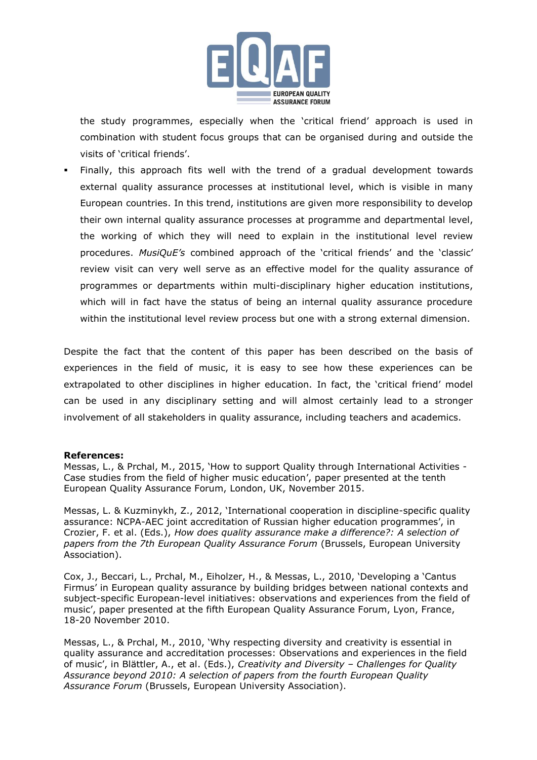the study programmes, especially when the 'critical friend' approach is used in combination with student focus groups that can be organised during and outside the visits of 'critical friends'.

- Finally, this approach fits well with the trend of a gradual development towards external quality assurance processes at institutional level, which is visible in many European countries. In this trend, institutions are given more responsibility to develop their own internal quality assurance processes at programme and departmental level, the working of which they will need to explain in the institutional level review procedures. *MusiQuE's* combined approach of the 'critical friends' and the 'classic' review visit can very well serve as an effective model for the quality assurance of programmes or departments within multi-disciplinary higher education institutions, which will in fact have the status of being an internal quality assurance procedure within the institutional level review process but one with a strong external dimension.

Despite the fact that the content of this paper has been described on the basis of experiences in the field of music, it is easy to see how these experiences can be extrapolated to other disciplines in higher education. In fact, the 'critical friend' model can be used in any disciplinary setting and will almost certainly lead to a stronger involvement of all stakeholders in quality assurance, including teachers and academics.

**References:**

Messas, L., & Prchal, M., 2015, 'How to support Quality through International Activities - Case studies from the field of higher music education', paper presented at the tenth European Quality Assurance Forum, London, UK, November 2015.

Messas, L. & Kuzminykh, Z., 2012, 'International cooperation in discipline-specific quality assurance: NCPA-AEC joint accreditation of Russian higher education programmes', in Crozier, F. et al. (Eds.), *How does quality assurance make a difference?: A selection of papers from the 7th European Quality Assurance Forum* (Brussels, European University Association).

Cox, J., Beccari, L., Prchal, M., Eiholzer, H., & Messas, L., 2010, 'Developing a 'Cantus Firmus' in European quality assurance by building bridges between national contexts and subject-specific European-level initiatives: observations and experiences from the field of music', paper presented at the fifth European Quality Assurance Forum, Lyon, France, 18-20 November 2010.

Messas, L., & Prchal, M., 2010, 'Why respecting diversity and creativity is essential in quality assurance and accreditation processes: Observations and experiences in the field of music', in Blättler, A., et al. (Eds.), *Creativity and Diversity – Challenges for Quality Assurance beyond 2010: A selection of papers from the fourth European Quality Assurance Forum* (Brussels, European University Association).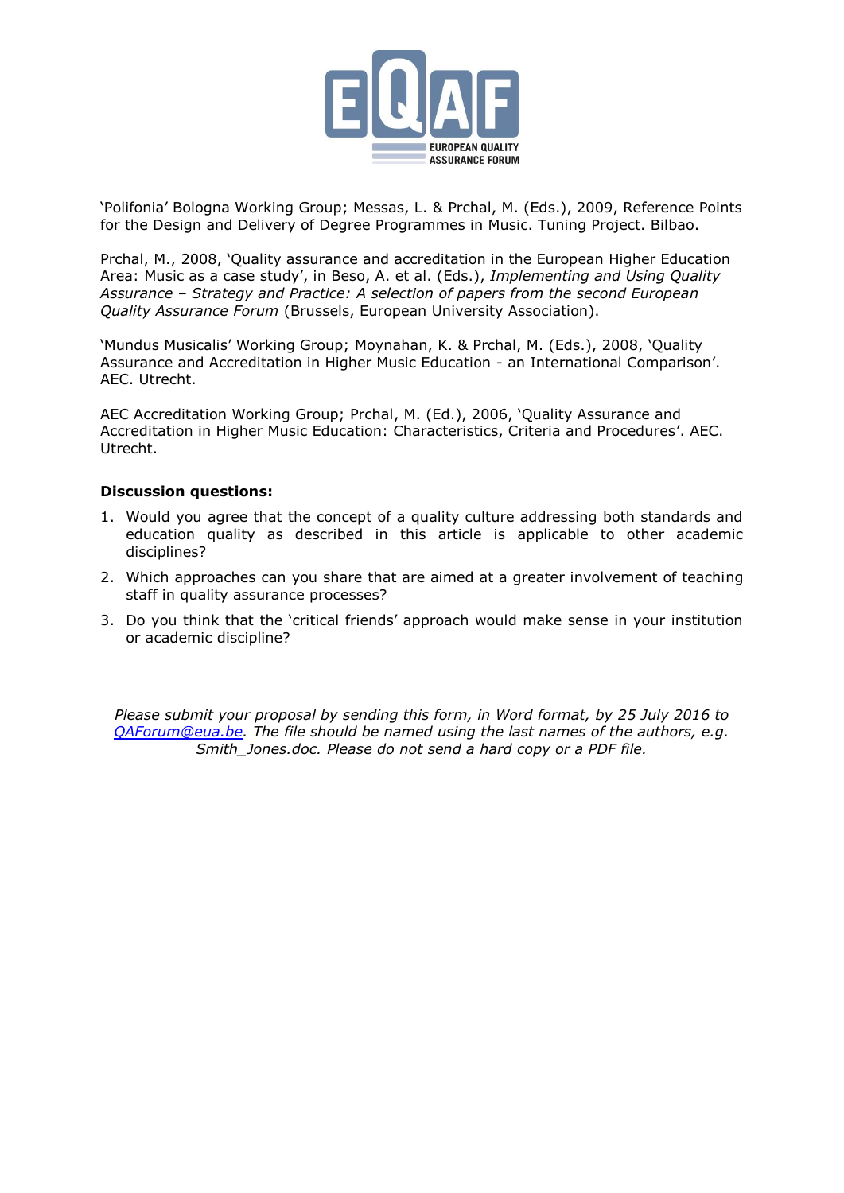'Polifonia' Bologna Working Group; Messas, L. & Prchal, M. (Eds.), 2009, Reference Points for the Design and Delivery of Degree Programmes in Music. Tuning Project. Bilbao.

Prchal, M., 2008, 'Quality assurance and accreditation in the European Higher Education Area: Music as a case study', in Beso, A. et al. (Eds.), *Implementing and Using Quality Assurance – Strategy and Practice: A selection of papers from the second European Quality Assurance Forum* (Brussels, European University Association).

'Mundus Musicalis' Working Group; Moynahan, K. & Prchal, M. (Eds.), 2008, 'Quality Assurance and Accreditation in Higher Music Education - an International Comparison'. AEC. Utrecht.

AEC Accreditation Working Group; Prchal, M. (Ed.), 2006, 'Quality Assurance and Accreditation in Higher Music Education: Characteristics, Criteria and Procedures'. AEC. Utrecht.

**Discussion questions:**

1. Would you agree that the concept of a quality culture addressing both standards and education quality as described in this article is applicable to other academic disciplines?
2. Which approaches can you share that are aimed at a greater involvement of teaching staff in quality assurance processes?
3. Do you think that the 'critical friends' approach would make sense in your institution or academic discipline?

*Please submit your proposal by sending this form, in Word format, by 25 July 2016 to QAForum@eua.be. The file should be named using the last names of the authors, e.g. Smith_Jones.doc. Please do not send a hard copy or a PDF file.*